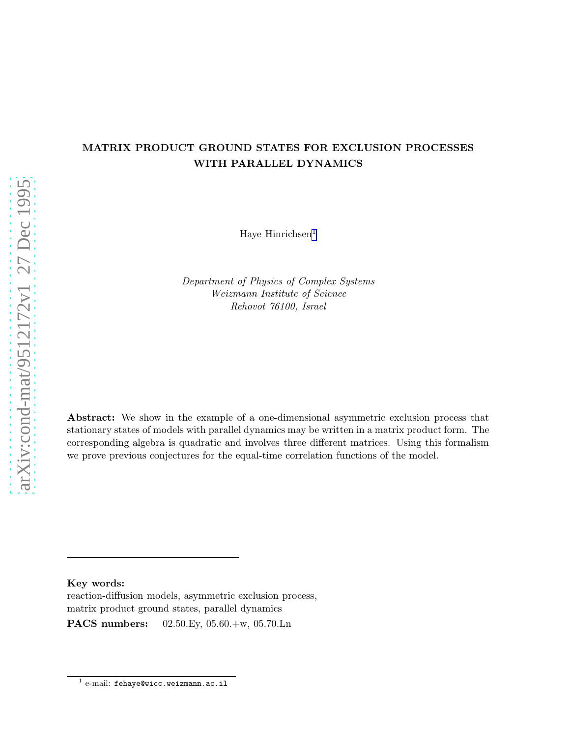# MATRIX PRODUCT GROUND STATES FOR EXCLUSION PROCESSES WITH PARALLEL DYNAMICS

Haye Hinrichsen[1]

*Department of Physics of Complex Systems*
*Weizmann Institute of Science*
*Rehovot 76100, Israel*

**Abstract:** We show in the example of a one-dimensional asymmetric exclusion process that stationary states of models with parallel dynamics may be written in a matrix product form. The corresponding algebra is quadratic and involves three different matrices. Using this formalism we prove previous conjectures for the equal-time correlation functions of the model.

**Key words:**
reaction-diffusion models, asymmetric exclusion process, matrix product ground states, parallel dynamics

**PACS numbers:** 02.50.Ey, 05.60.+w, 05.70.Ln

[1] e-mail: fehaye@wicc.weizmann.ac.il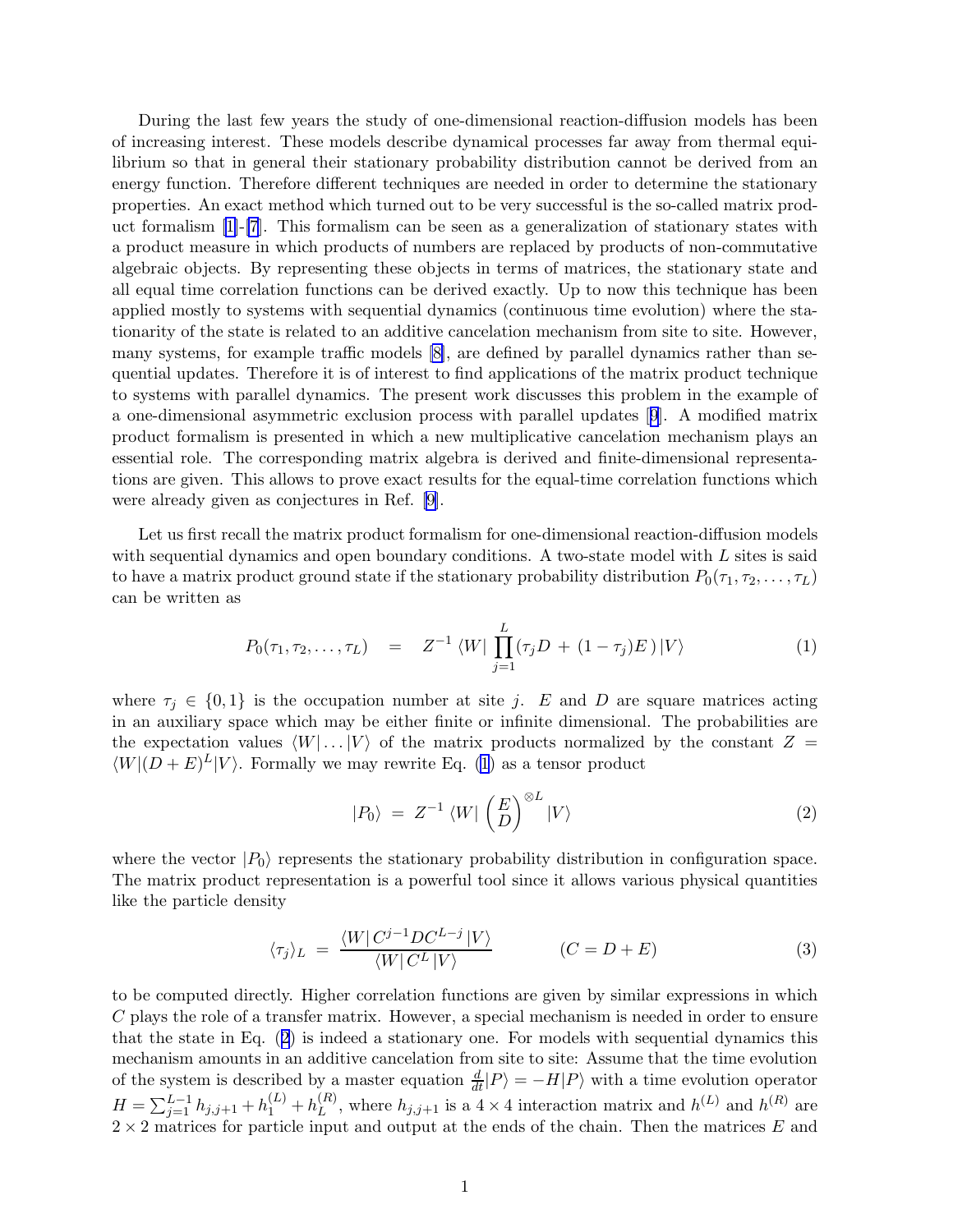During the last few years the study of one-dimensional reaction-diffusion models has been of increasing interest. These models describe dynamical processes far away from thermal equilibrium so that in general their stationary probability distribution cannot be derived from an energy function. Therefore different techniques are needed in order to determine the stationary properties. An exact method which turned out to be very successful is the so-called matrix product formalism [1]-[7]. This formalism can be seen as a generalization of stationary states with a product measure in which products of numbers are replaced by products of non-commutative algebraic objects. By representing these objects in terms of matrices, the stationary state and all equal time correlation functions can be derived exactly. Up to now this technique has been applied mostly to systems with sequential dynamics (continuous time evolution) where the stationarity of the state is related to an additive cancelation mechanism from site to site. However, many systems, for example traffic models [8], are defined by parallel dynamics rather than sequential updates. Therefore it is of interest to find applications of the matrix product technique to systems with parallel dynamics. The present work discusses this problem in the example of a one-dimensional asymmetric exclusion process with parallel updates [9]. A modified matrix product formalism is presented in which a new multiplicative cancelation mechanism plays an essential role. The corresponding matrix algebra is derived and finite-dimensional representations are given. This allows to prove exact results for the equal-time correlation functions which were already given as conjectures in Ref. [9].

Let us first recall the matrix product formalism for one-dimensional reaction-diffusion models with sequential dynamics and open boundary conditions. A two-state model with $L$ sites is said to have a matrix product ground state if the stationary probability distribution $P_0(\tau_1, \tau_2, \ldots, \tau_L)$ can be written as

$$P_0(\tau_1, \tau_2, \ldots, \tau_L) \quad = \quad Z^{-1} \, \langle W | \prod_{j=1}^{L} (\tau_j D \, + \, (1-\tau_j) E \,) \, | V \rangle \tag{1}$$

where $\tau_j \in \{0,1\}$ is the occupation number at site $j$. $E$ and $D$ are square matrices acting in an auxiliary space which may be either finite or infinite dimensional. The probabilities are the expectation values $\langle W | \ldots | V \rangle$ of the matrix products normalized by the constant $Z = \langle W | (D+E)^L | V \rangle$. Formally we may rewrite Eq. (1) as a tensor product

$$|P_0\rangle \;=\; Z^{-1} \, \langle W | \begin{pmatrix} E \\ D \end{pmatrix}^{\otimes L} | V \rangle \tag{2}$$

where the vector $|P_0\rangle$ represents the stationary probability distribution in configuration space. The matrix product representation is a powerful tool since it allows various physical quantities like the particle density

$$\langle \tau_j \rangle_L \;=\; \frac{\langle W | \, C^{j-1} D C^{L-j} \, | V \rangle}{\langle W | \, C^L \, | V \rangle} \qquad\qquad (C = D + E) \tag{3}$$

to be computed directly. Higher correlation functions are given by similar expressions in which $C$ plays the role of a transfer matrix. However, a special mechanism is needed in order to ensure that the state in Eq. (2) is indeed a stationary one. For models with sequential dynamics this mechanism amounts in an additive cancelation from site to site: Assume that the time evolution of the system is described by a master equation $\frac{d}{dt}|P\rangle = -H|P\rangle$ with a time evolution operator $H = \sum_{j=1}^{L-1} h_{j,j+1} + h_1^{(L)} + h_L^{(R)}$, where $h_{j,j+1}$ is a $4 \times 4$ interaction matrix and $h^{(L)}$ and $h^{(R)}$ are $2 \times 2$ matrices for particle input and output at the ends of the chain. Then the matrices $E$ and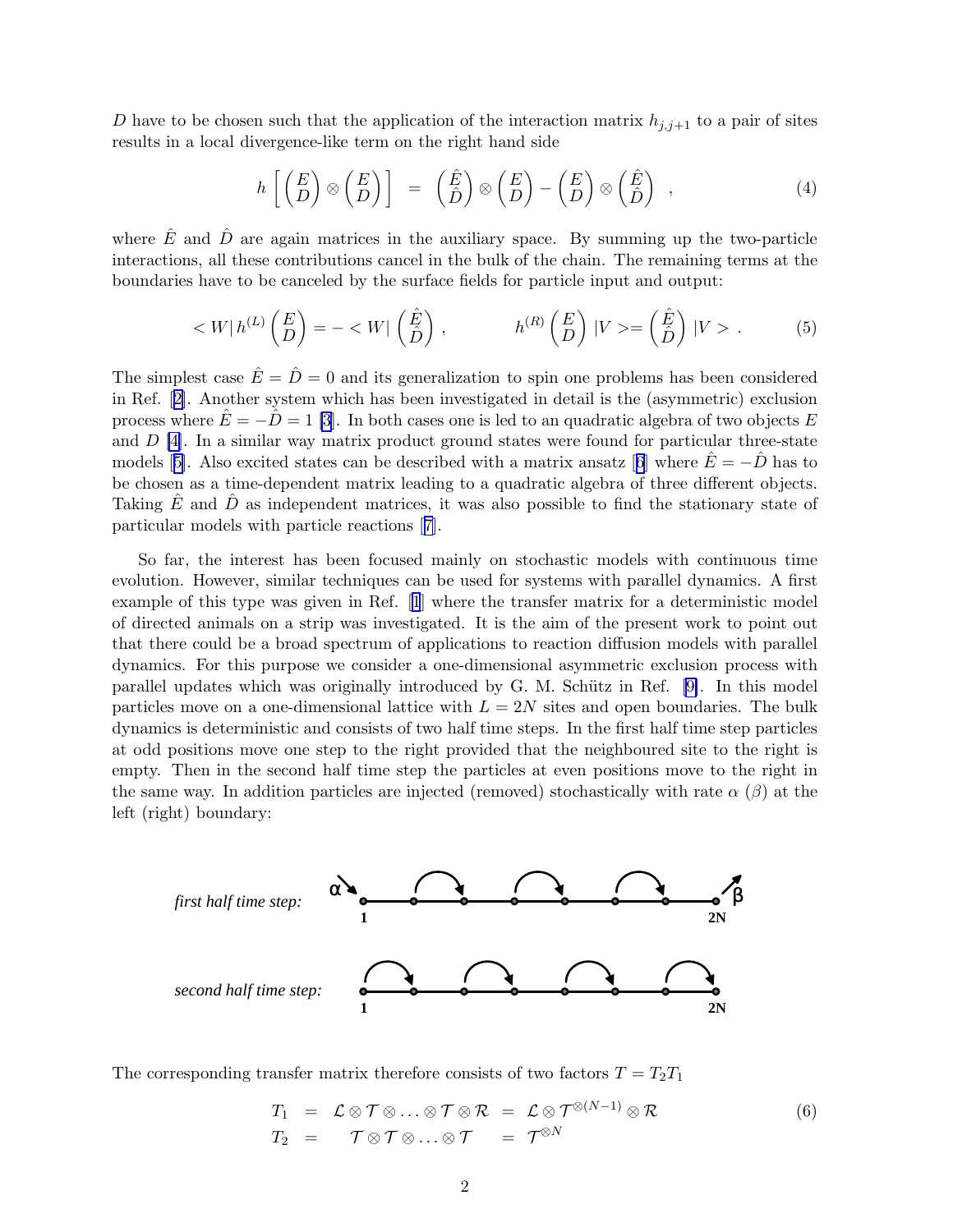$D$ have to be chosen such that the application of the interaction matrix $h_{j,j+1}$ to a pair of sites results in a local divergence-like term on the right hand side

$$h\left[\begin{pmatrix} E \\ D \end{pmatrix} \otimes \begin{pmatrix} E \\ D \end{pmatrix}\right] = \begin{pmatrix} \hat{E} \\ \hat{D} \end{pmatrix} \otimes \begin{pmatrix} E \\ D \end{pmatrix} - \begin{pmatrix} E \\ D \end{pmatrix} \otimes \begin{pmatrix} \hat{E} \\ \hat{D} \end{pmatrix} \quad , \tag{4}$$

where $\hat{E}$ and $\hat{D}$ are again matrices in the auxiliary space. By summing up the two-particle interactions, all these contributions cancel in the bulk of the chain. The remaining terms at the boundaries have to be canceled by the surface fields for particle input and output:

$$<W|\, h^{(L)} \begin{pmatrix} E \\ D \end{pmatrix} = - <W| \begin{pmatrix} \hat{E} \\ \hat{D} \end{pmatrix} , \qquad h^{(R)} \begin{pmatrix} E \\ D \end{pmatrix} |V> = \begin{pmatrix} \hat{E} \\ \hat{D} \end{pmatrix} |V> . \tag{5}$$

The simplest case $\hat{E} = \hat{D} = 0$ and its generalization to spin one problems has been considered in Ref. [2]. Another system which has been investigated in detail is the (asymmetric) exclusion process where $\hat{E} = -\hat{D} = 1$ [3]. In both cases one is led to an quadratic algebra of two objects $E$ and $D$ [4]. In a similar way matrix product ground states were found for particular three-state models [5]. Also excited states can be described with a matrix ansatz [6] where $\hat{E} = -\hat{D}$ has to be chosen as a time-dependent matrix leading to a quadratic algebra of three different objects. Taking $\hat{E}$ and $\hat{D}$ as independent matrices, it was also possible to find the stationary state of particular models with particle reactions [7].

So far, the interest has been focused mainly on stochastic models with continuous time evolution. However, similar techniques can be used for systems with parallel dynamics. A first example of this type was given in Ref. [1] where the transfer matrix for a deterministic model of directed animals on a strip was investigated. It is the aim of the present work to point out that there could be a broad spectrum of applications to reaction diffusion models with parallel dynamics. For this purpose we consider a one-dimensional asymmetric exclusion process with parallel updates which was originally introduced by G. M. Schütz in Ref. [9]. In this model particles move on a one-dimensional lattice with $L = 2N$ sites and open boundaries. The bulk dynamics is deterministic and consists of two half time steps. In the first half time step particles at odd positions move one step to the right provided that the neighboured site to the right is empty. Then in the second half time step the particles at even positions move to the right in the same way. In addition particles are injected (removed) stochastically with rate $\alpha$ ($\beta$) at the left (right) boundary:

*first half time step:* $\alpha$ 1 … 2N $\beta$

*second half time step:* 1 … 2N

The corresponding transfer matrix therefore consists of two factors $T = T_2 T_1$

$$\begin{aligned} T_1 &= \mathcal{L} \otimes \mathcal{T} \otimes \ldots \otimes \mathcal{T} \otimes \mathcal{R} = \mathcal{L} \otimes \mathcal{T}^{\otimes(N-1)} \otimes \mathcal{R} \\ T_2 &= \quad \mathcal{T} \otimes \mathcal{T} \otimes \ldots \otimes \mathcal{T} \quad = \mathcal{T}^{\otimes N} \end{aligned} \tag{6}$$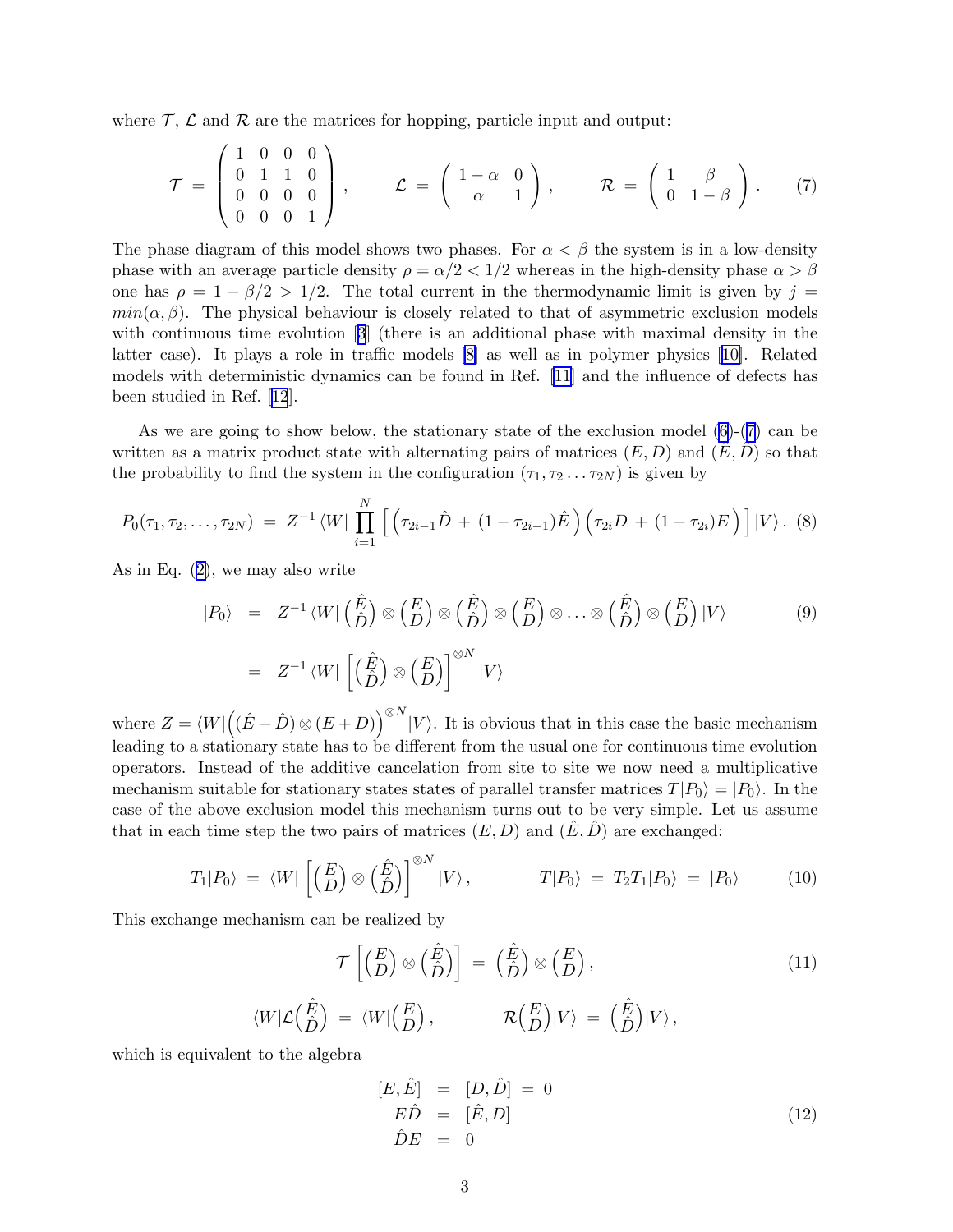where $\mathcal{T}$, $\mathcal{L}$ and $\mathcal{R}$ are the matrices for hopping, particle input and output:

$$\mathcal{T} \;=\; \begin{pmatrix} 1 & 0 & 0 & 0 \\ 0 & 1 & 1 & 0 \\ 0 & 0 & 0 & 0 \\ 0 & 0 & 0 & 1 \end{pmatrix}, \qquad \mathcal{L} \;=\; \begin{pmatrix} 1-\alpha & 0 \\ \alpha & 1 \end{pmatrix}, \qquad \mathcal{R} \;=\; \begin{pmatrix} 1 & \beta \\ 0 & 1-\beta \end{pmatrix}. \tag{7}$$

The phase diagram of this model shows two phases. For $\alpha < \beta$ the system is in a low-density phase with an average particle density $\rho = \alpha/2 < 1/2$ whereas in the high-density phase $\alpha > \beta$ one has $\rho = 1 - \beta/2 > 1/2$. The total current in the thermodynamic limit is given by $j = min(\alpha, \beta)$. The physical behaviour is closely related to that of asymmetric exclusion models with continuous time evolution [3] (there is an additional phase with maximal density in the latter case). It plays a role in traffic models [8] as well as in polymer physics [10]. Related models with deterministic dynamics can be found in Ref. [11] and the influence of defects has been studied in Ref. [12].

As we are going to show below, the stationary state of the exclusion model (6)-(7) can be written as a matrix product state with alternating pairs of matrices $(E, D)$ and $(E, D)$ so that the probability to find the system in the configuration $(\tau_1, \tau_2 \ldots \tau_{2N})$ is given by

$$P_0(\tau_1, \tau_2, \ldots, \tau_{2N}) \;=\; Z^{-1} \langle W| \prod_{i=1}^{N} \Big[ \Big( \tau_{2i-1}\hat{D} \,+\, (1-\tau_{2i-1})\hat{E} \Big) \Big( \tau_{2i}D \,+\, (1-\tau_{2i})E \Big) \Big] |V\rangle \,. \tag{8}$$

As in Eq. (2), we may also write

$$\begin{aligned} |P_0\rangle \;&=\; Z^{-1} \langle W| \binom{\hat{E}}{\hat{D}} \otimes \binom{E}{D} \otimes \binom{\hat{E}}{\hat{D}} \otimes \binom{E}{D} \otimes \ldots \otimes \binom{\hat{E}}{\hat{D}} \otimes \binom{E}{D} |V\rangle \\ &=\; Z^{-1} \langle W| \left[ \binom{\hat{E}}{\hat{D}} \otimes \binom{E}{D} \right]^{\otimes N} |V\rangle \end{aligned} \tag{9}$$

where $Z = \langle W| \Big( (\hat{E} + \hat{D}) \otimes (E + D) \Big)^{\otimes N} |V\rangle$. It is obvious that in this case the basic mechanism leading to a stationary state has to be different from the usual one for continuous time evolution operators. Instead of the additive cancelation from site to site we now need a multiplicative mechanism suitable for stationary states states of parallel transfer matrices $T|P_0\rangle = |P_0\rangle$. In the case of the above exclusion model this mechanism turns out to be very simple. Let us assume that in each time step the two pairs of matrices $(E, D)$ and $(\hat{E}, \hat{D})$ are exchanged:

$$T_1|P_0\rangle \;=\; \langle W| \left[ \binom{E}{D} \otimes \binom{\hat{E}}{\hat{D}} \right]^{\otimes N} |V\rangle \,, \qquad\qquad T|P_0\rangle \;=\; T_2 T_1 |P_0\rangle \;=\; |P_0\rangle \tag{10}$$

This exchange mechanism can be realized by

$$\begin{aligned} \mathcal{T} \left[ \binom{E}{D} \otimes \binom{\hat{E}}{\hat{D}} \right] \;&=\; \binom{\hat{E}}{\hat{D}} \otimes \binom{E}{D} \,, \\ \langle W| \mathcal{L} \binom{\hat{E}}{\hat{D}} \;=\; \langle W| \binom{E}{D} \,, & \qquad\qquad \mathcal{R} \binom{E}{D} |V\rangle \;=\; \binom{\hat{E}}{\hat{D}} |V\rangle \,, \end{aligned} \tag{11}$$

which is equivalent to the algebra

$$\begin{aligned} [E, \hat{E}] \;&=\; [D, \hat{D}] \;=\; 0 \\ E\hat{D} \;&=\; [\hat{E}, D] \\ \hat{D}E \;&=\; 0 \end{aligned} \tag{12}$$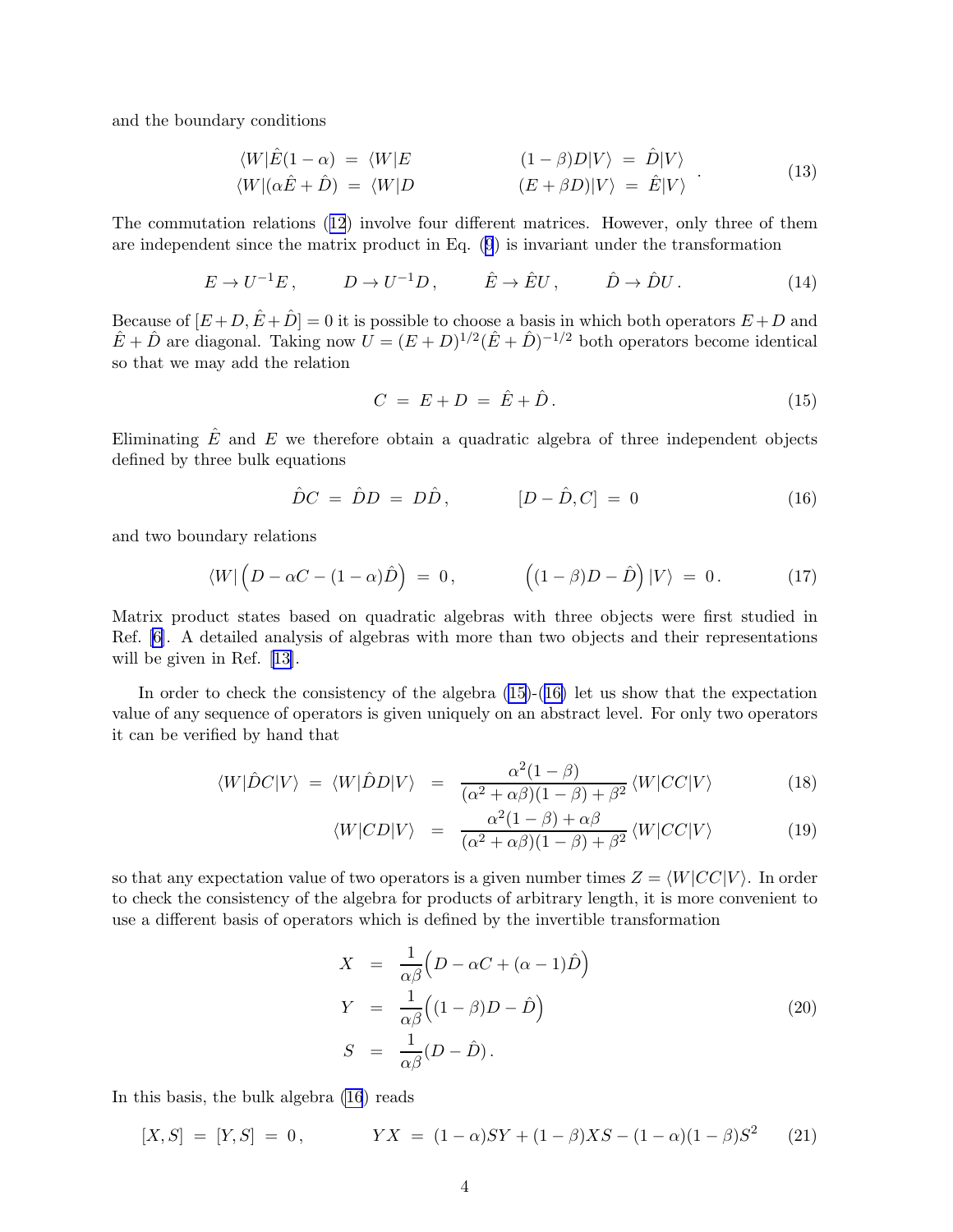and the boundary conditions

$$
\begin{aligned}
\langle W|\hat{E}(1-\alpha) &= \langle W|E \qquad\qquad & (1-\beta)D|V\rangle &= \hat{D}|V\rangle \\
\langle W|(\alpha\hat{E}+\hat{D}) &= \langle W|D \qquad\qquad & (E+\beta D)|V\rangle &= \hat{E}|V\rangle
\end{aligned}
\quad . \tag{13}
$$

The commutation relations (12) involve four different matrices. However, only three of them are independent since the matrix product in Eq. (9) is invariant under the transformation

$$
E \to U^{-1}E\,, \qquad D \to U^{-1}D\,, \qquad \hat{E} \to \hat{E}U\,, \qquad \hat{D} \to \hat{D}U\,. \tag{14}
$$

Because of $[E+D,\hat{E}+\hat{D}]=0$ it is possible to choose a basis in which both operators $E+D$ and $\hat{E}+\hat{D}$ are diagonal. Taking now $U=(E+D)^{1/2}(\hat{E}+\hat{D})^{-1/2}$ both operators become identical so that we may add the relation

$$
C \;=\; E+D \;=\; \hat{E}+\hat{D}\,. \tag{15}
$$

Eliminating $\hat{E}$ and $E$ we therefore obtain a quadratic algebra of three independent objects defined by three bulk equations

$$
\hat{D}C \;=\; \hat{D}D \;=\; D\hat{D}\,, \qquad\qquad [D-\hat{D},C] \;=\; 0 \tag{16}
$$

and two boundary relations

$$
\langle W|\Big(D-\alpha C-(1-\alpha)\hat{D}\Big) \;=\; 0\,, \qquad\qquad \Big((1-\beta)D-\hat{D}\Big)\,|V\rangle \;=\; 0\,. \tag{17}
$$

Matrix product states based on quadratic algebras with three objects were first studied in Ref. [6]. A detailed analysis of algebras with more than two objects and their representations will be given in Ref. [13].

In order to check the consistency of the algebra (15)-(16) let us show that the expectation value of any sequence of operators is given uniquely on an abstract level. For only two operators it can be verified by hand that

$$
\langle W|\hat{D}C|V\rangle \;=\; \langle W|\hat{D}D|V\rangle \;=\; \frac{\alpha^2(1-\beta)}{(\alpha^2+\alpha\beta)(1-\beta)+\beta^2}\,\langle W|CC|V\rangle \tag{18}
$$

$$
\langle W|CD|V\rangle \;=\; \frac{\alpha^2(1-\beta)+\alpha\beta}{(\alpha^2+\alpha\beta)(1-\beta)+\beta^2}\,\langle W|CC|V\rangle \tag{19}
$$

so that any expectation value of two operators is a given number times $Z=\langle W|CC|V\rangle$. In order to check the consistency of the algebra for products of arbitrary length, it is more convenient to use a different basis of operators which is defined by the invertible transformation

$$
\begin{aligned}
X &= \frac{1}{\alpha\beta}\Big(D-\alpha C+(\alpha-1)\hat{D}\Big) \\
Y &= \frac{1}{\alpha\beta}\Big((1-\beta)D-\hat{D}\Big) \\
S &= \frac{1}{\alpha\beta}(D-\hat{D})\,.
\end{aligned} \tag{20}
$$

In this basis, the bulk algebra (16) reads

$$
[X,S] \;=\; [Y,S] \;=\; 0\,, \qquad\qquad YX \;=\; (1-\alpha)SY+(1-\beta)XS-(1-\alpha)(1-\beta)S^2 \tag{21}
$$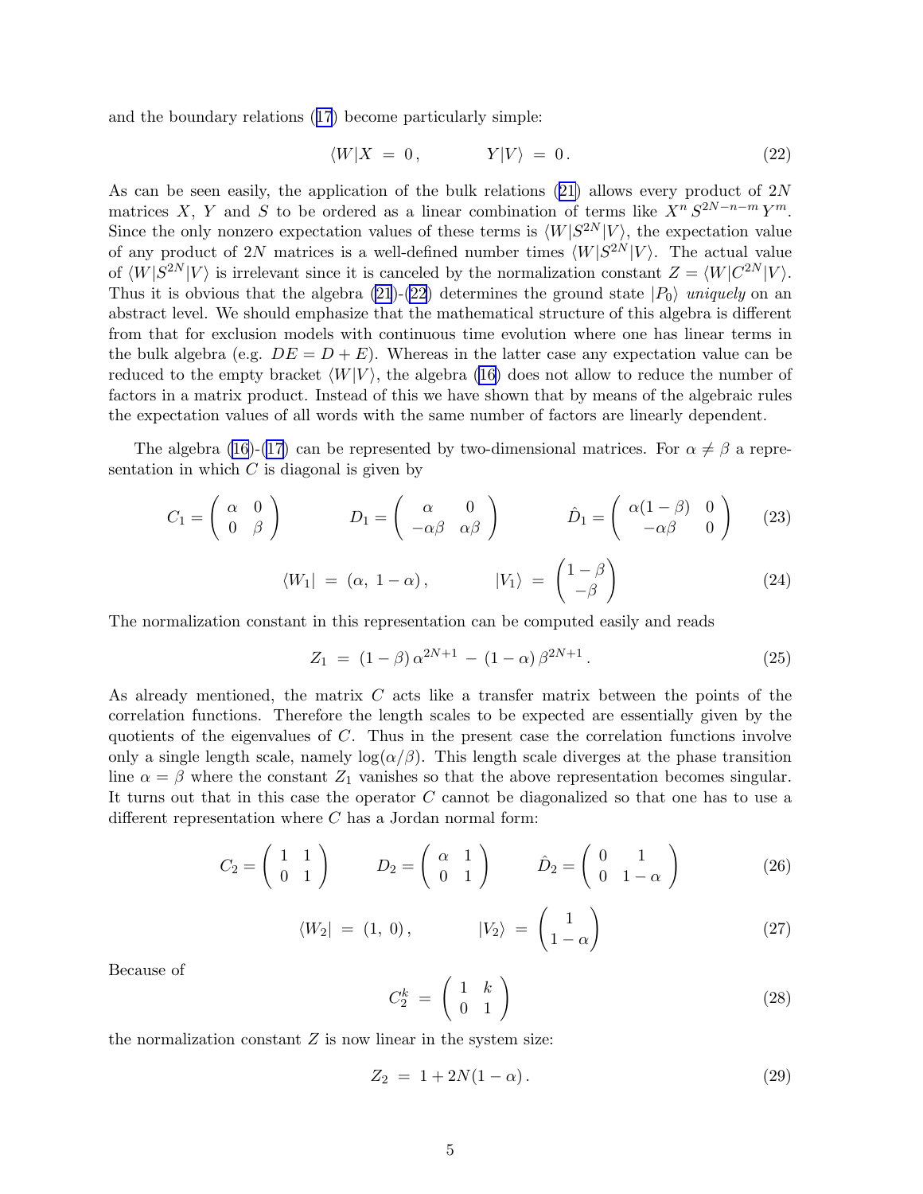and the boundary relations (17) become particularly simple:

$$\langle W|X \;=\; 0\,, \qquad\qquad Y|V\rangle \;=\; 0\,. \tag{22}$$

As can be seen easily, the application of the bulk relations (21) allows every product of $2N$ matrices $X$, $Y$ and $S$ to be ordered as a linear combination of terms like $X^n\,S^{2N-n-m}\,Y^m$. Since the only nonzero expectation values of these terms is $\langle W|S^{2N}|V\rangle$, the expectation value of any product of $2N$ matrices is a well-defined number times $\langle W|S^{2N}|V\rangle$. The actual value of $\langle W|S^{2N}|V\rangle$ is irrelevant since it is canceled by the normalization constant $Z = \langle W|C^{2N}|V\rangle$. Thus it is obvious that the algebra (21)-(22) determines the ground state $|P_0\rangle$ *uniquely* on an abstract level. We should emphasize that the mathematical structure of this algebra is different from that for exclusion models with continuous time evolution where one has linear terms in the bulk algebra (e.g. $DE = D + E$). Whereas in the latter case any expectation value can be reduced to the empty bracket $\langle W|V\rangle$, the algebra (16) does not allow to reduce the number of factors in a matrix product. Instead of this we have shown that by means of the algebraic rules the expectation values of all words with the same number of factors are linearly dependent.

The algebra (16)-(17) can be represented by two-dimensional matrices. For $\alpha \neq \beta$ a representation in which $C$ is diagonal is given by

$$C_1 = \begin{pmatrix} \alpha & 0 \\ 0 & \beta \end{pmatrix} \qquad D_1 = \begin{pmatrix} \alpha & 0 \\ -\alpha\beta & \alpha\beta \end{pmatrix} \qquad \hat{D}_1 = \begin{pmatrix} \alpha(1-\beta) & 0 \\ -\alpha\beta & 0 \end{pmatrix} \tag{23}$$

$$\langle W_1| \;=\; (\alpha,\; 1-\alpha)\,, \qquad\qquad |V_1\rangle \;=\; \begin{pmatrix} 1-\beta \\ -\beta \end{pmatrix} \tag{24}$$

The normalization constant in this representation can be computed easily and reads

$$Z_1 \;=\; (1-\beta)\,\alpha^{2N+1} \,-\, (1-\alpha)\,\beta^{2N+1}\,. \tag{25}$$

As already mentioned, the matrix $C$ acts like a transfer matrix between the points of the correlation functions. Therefore the length scales to be expected are essentially given by the quotients of the eigenvalues of $C$. Thus in the present case the correlation functions involve only a single length scale, namely $\log(\alpha/\beta)$. This length scale diverges at the phase transition line $\alpha = \beta$ where the constant $Z_1$ vanishes so that the above representation becomes singular. It turns out that in this case the operator $C$ cannot be diagonalized so that one has to use a different representation where $C$ has a Jordan normal form:

$$C_2 = \begin{pmatrix} 1 & 1 \\ 0 & 1 \end{pmatrix} \qquad D_2 = \begin{pmatrix} \alpha & 1 \\ 0 & 1 \end{pmatrix} \qquad \hat{D}_2 = \begin{pmatrix} 0 & 1 \\ 0 & 1-\alpha \end{pmatrix} \tag{26}$$

$$\langle W_2| \;=\; (1,\; 0)\,, \qquad\qquad |V_2\rangle \;=\; \begin{pmatrix} 1 \\ 1-\alpha \end{pmatrix} \tag{27}$$

Because of

$$C_2^k \;=\; \begin{pmatrix} 1 & k \\ 0 & 1 \end{pmatrix} \tag{28}$$

the normalization constant $Z$ is now linear in the system size:

$$Z_2 \;=\; 1 + 2N(1-\alpha)\,. \tag{29}$$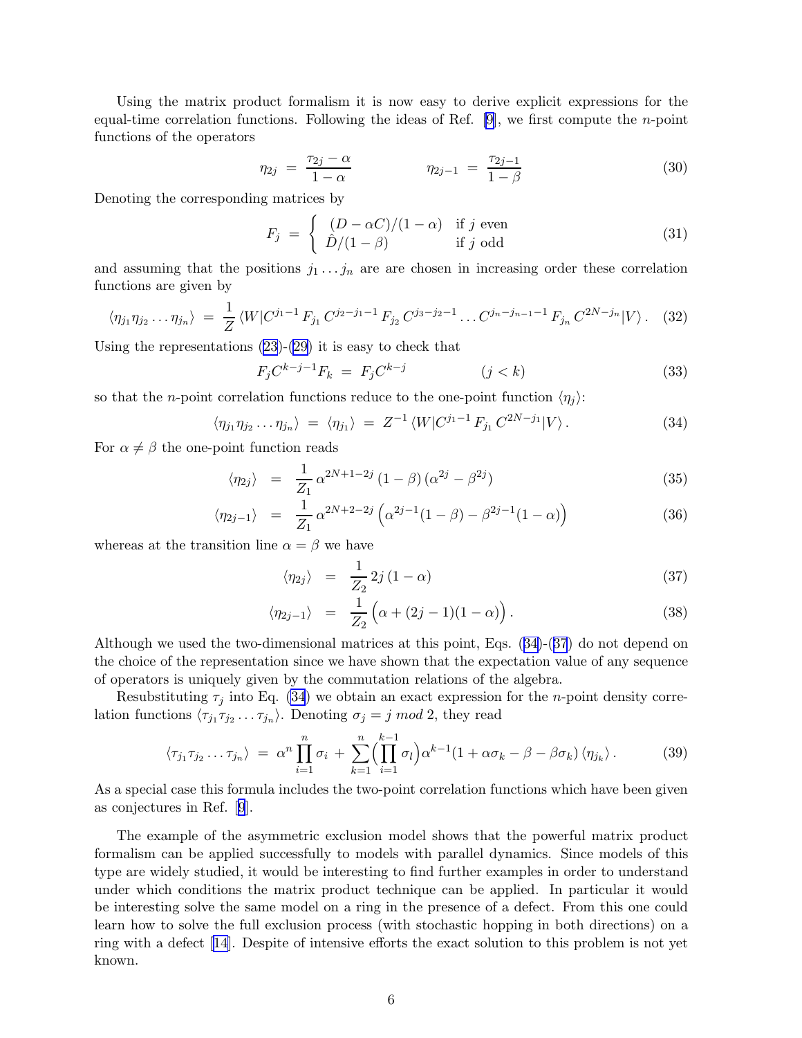Using the matrix product formalism it is now easy to derive explicit expressions for the equal-time correlation functions. Following the ideas of Ref. [9], we first compute the $n$-point functions of the operators

$$\eta_{2j} \;=\; \frac{\tau_{2j}-\alpha}{1-\alpha} \qquad\qquad \eta_{2j-1} \;=\; \frac{\tau_{2j-1}}{1-\beta} \tag{30}$$

Denoting the corresponding matrices by

$$F_j \;=\; \begin{cases} (D-\alpha C)/(1-\alpha) & \text{if } j \text{ even} \\ \hat{D}/(1-\beta) & \text{if } j \text{ odd} \end{cases} \tag{31}$$

and assuming that the positions $j_1 \ldots j_n$ are are chosen in increasing order these correlation functions are given by

$$\langle \eta_{j_1}\eta_{j_2}\ldots\eta_{j_n}\rangle \;=\; \frac{1}{Z}\,\langle W|C^{j_1-1}\,F_{j_1}\,C^{j_2-j_1-1}\,F_{j_2}\,C^{j_3-j_2-1}\ldots C^{j_n-j_{n-1}-1}\,F_{j_n}\,C^{2N-j_n}|V\rangle\,. \tag{32}$$

Using the representations (23)-(29) it is easy to check that

$$F_j C^{k-j-1} F_k \;=\; F_j C^{k-j} \qquad\qquad (j<k) \tag{33}$$

so that the $n$-point correlation functions reduce to the one-point function $\langle \eta_j \rangle$:

$$\langle \eta_{j_1}\eta_{j_2}\ldots\eta_{j_n}\rangle \;=\; \langle \eta_{j_1}\rangle \;=\; Z^{-1}\,\langle W|C^{j_1-1}\,F_{j_1}\,C^{2N-j_1}|V\rangle\,. \tag{34}$$

For $\alpha \neq \beta$ the one-point function reads

$$\langle \eta_{2j}\rangle \;=\; \frac{1}{Z_1}\,\alpha^{2N+1-2j}\,(1-\beta)\,(\alpha^{2j}-\beta^{2j}) \tag{35}$$

$$\langle \eta_{2j-1}\rangle \;=\; \frac{1}{Z_1}\,\alpha^{2N+2-2j}\,\Big(\alpha^{2j-1}(1-\beta)-\beta^{2j-1}(1-\alpha)\Big) \tag{36}$$

whereas at the transition line $\alpha=\beta$ we have

$$\langle \eta_{2j}\rangle \;=\; \frac{1}{Z_2}\,2j\,(1-\alpha) \tag{37}$$

$$\langle \eta_{2j-1}\rangle \;=\; \frac{1}{Z_2}\,\Big(\alpha+(2j-1)(1-\alpha)\Big)\,. \tag{38}$$

Although we used the two-dimensional matrices at this point, Eqs. (34)-(37) do not depend on the choice of the representation since we have shown that the expectation value of any sequence of operators is uniquely given by the commutation relations of the algebra.

Resubstituting $\tau_j$ into Eq. (34) we obtain an exact expression for the $n$-point density correlation functions $\langle \tau_{j_1}\tau_{j_2}\ldots\tau_{j_n}\rangle$. Denoting $\sigma_j = j \; mod \; 2$, they read

$$\langle \tau_{j_1}\tau_{j_2}\ldots\tau_{j_n}\rangle \;=\; \alpha^n \prod_{i=1}^{n}\sigma_i \;+\; \sum_{k=1}^{n}\Big(\prod_{i=1}^{k-1}\sigma_l\Big)\alpha^{k-1}(1+\alpha\sigma_k-\beta-\beta\sigma_k)\,\langle \eta_{j_k}\rangle\,. \tag{39}$$

As a special case this formula includes the two-point correlation functions which have been given as conjectures in Ref. [9].

The example of the asymmetric exclusion model shows that the powerful matrix product formalism can be applied successfully to models with parallel dynamics. Since models of this type are widely studied, it would be interesting to find further examples in order to understand under which conditions the matrix product technique can be applied. In particular it would be interesting solve the same model on a ring in the presence of a defect. From this one could learn how to solve the full exclusion process (with stochastic hopping in both directions) on a ring with a defect [14]. Despite of intensive efforts the exact solution to this problem is not yet known.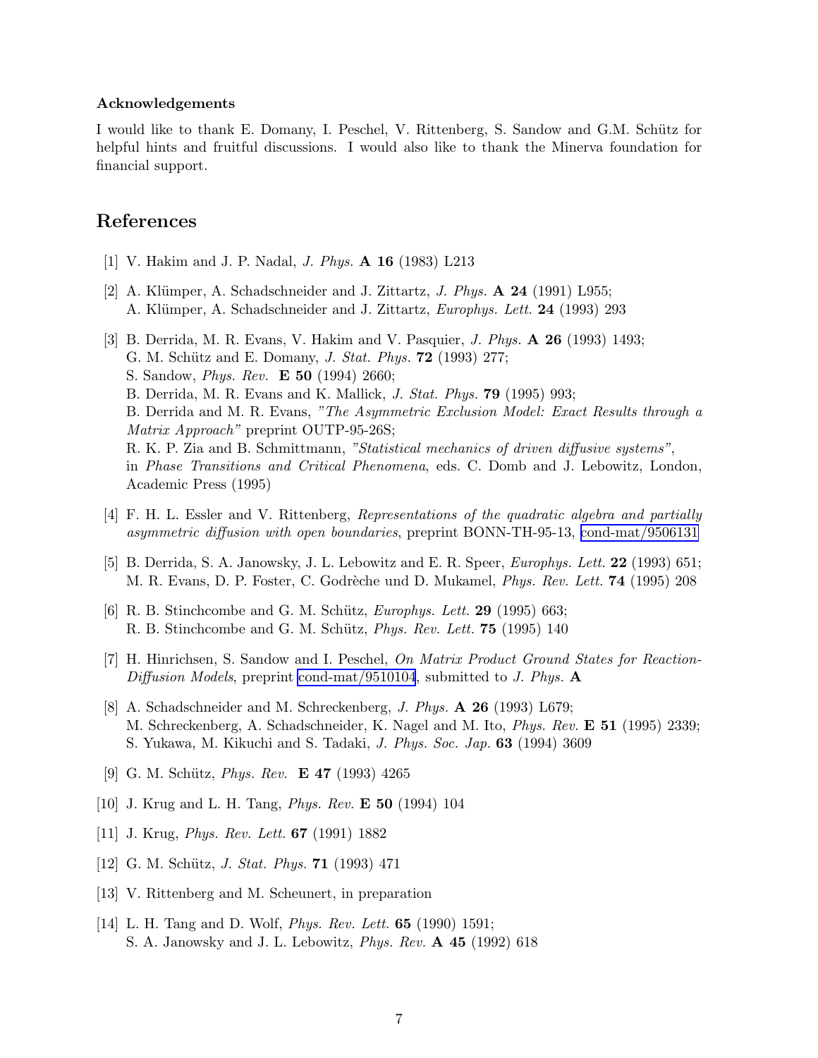**Acknowledgements**

I would like to thank E. Domany, I. Peschel, V. Rittenberg, S. Sandow and G.M. Schütz for helpful hints and fruitful discussions. I would also like to thank the Minerva foundation for financial support.

## References

[1] V. Hakim and J. P. Nadal, *J. Phys.* **A 16** (1983) L213

[2] A. Klümper, A. Schadschneider and J. Zittartz, *J. Phys.* **A 24** (1991) L955;
A. Klümper, A. Schadschneider and J. Zittartz, *Europhys. Lett.* **24** (1993) 293

[3] B. Derrida, M. R. Evans, V. Hakim and V. Pasquier, *J. Phys.* **A 26** (1993) 1493;
G. M. Schütz and E. Domany, *J. Stat. Phys.* **72** (1993) 277;
S. Sandow, *Phys. Rev.* **E 50** (1994) 2660;
B. Derrida, M. R. Evans and K. Mallick, *J. Stat. Phys.* **79** (1995) 993;
B. Derrida and M. R. Evans, *"The Asymmetric Exclusion Model: Exact Results through a Matrix Approach"* preprint OUTP-95-26S;
R. K. P. Zia and B. Schmittmann, *"Statistical mechanics of driven diffusive systems"*, in *Phase Transitions and Critical Phenomena*, eds. C. Domb and J. Lebowitz, London, Academic Press (1995)

[4] F. H. L. Essler and V. Rittenberg, *Representations of the quadratic algebra and partially asymmetric diffusion with open boundaries*, preprint BONN-TH-95-13, cond-mat/9506131

[5] B. Derrida, S. A. Janowsky, J. L. Lebowitz and E. R. Speer, *Europhys. Lett.* **22** (1993) 651;
M. R. Evans, D. P. Foster, C. Godrèche und D. Mukamel, *Phys. Rev. Lett.* **74** (1995) 208

[6] R. B. Stinchcombe and G. M. Schütz, *Europhys. Lett.* **29** (1995) 663;
R. B. Stinchcombe and G. M. Schütz, *Phys. Rev. Lett.* **75** (1995) 140

[7] H. Hinrichsen, S. Sandow and I. Peschel, *On Matrix Product Ground States for Reaction-Diffusion Models*, preprint cond-mat/9510104, submitted to *J. Phys.* **A**

[8] A. Schadschneider and M. Schreckenberg, *J. Phys.* **A 26** (1993) L679;
M. Schreckenberg, A. Schadschneider, K. Nagel and M. Ito, *Phys. Rev.* **E 51** (1995) 2339;
S. Yukawa, M. Kikuchi and S. Tadaki, *J. Phys. Soc. Jap.* **63** (1994) 3609

[9] G. M. Schütz, *Phys. Rev.* **E 47** (1993) 4265

[10] J. Krug and L. H. Tang, *Phys. Rev.* **E 50** (1994) 104

[11] J. Krug, *Phys. Rev. Lett.* **67** (1991) 1882

[12] G. M. Schütz, *J. Stat. Phys.* **71** (1993) 471

[13] V. Rittenberg and M. Scheunert, in preparation

[14] L. H. Tang and D. Wolf, *Phys. Rev. Lett.* **65** (1990) 1591;
S. A. Janowsky and J. L. Lebowitz, *Phys. Rev.* **A 45** (1992) 618